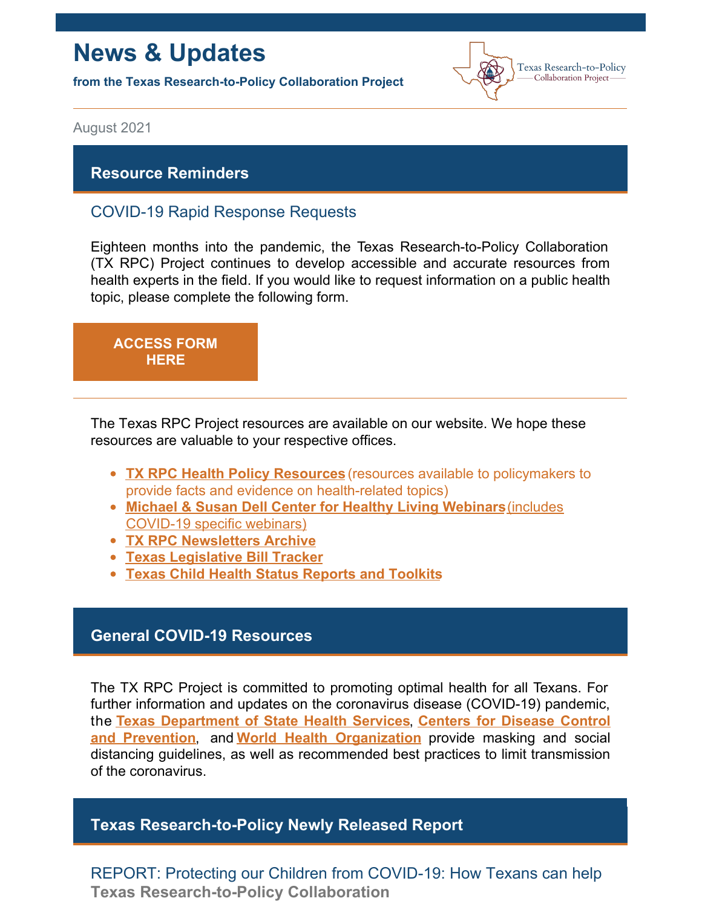# News & Updates

**from the Texas Research-to-Policy Collaboration Project**

Texas Research-to-Policy Collaboration Project

August 2021

## Resource Reminders

### COVID-19 Rapid Response Requests

Eighteen months into the pandemic, the Texas Research-to-Policy Collaboration (TX RPC) Project continues to develop accessible and accurate resources from health experts in the field. If you would like to request information on a public health topic, please complete the following form.

**ACCESS FORM HERE**

---

The Texas RPC Project resources are available on our website. We hope these resources are valuable to your respective offices.

- **TX RPC Health Policy Resources** (resources available to policymakers to provide facts and evidence on health-related topics)
- **Michael & Susan Dell Center for Healthy Living Webinars** (includes COVID-19 specific webinars)
- **TX RPC Newsletters Archive**
- **Texas Legislative Bill Tracker**
- **Texas Child Health Status Reports and Toolkits**

## General COVID-19 Resources

The TX RPC Project is committed to promoting optimal health for all Texans. For further information and updates on the coronavirus disease (COVID-19) pandemic, the **Texas Department of State Health Services**, **Centers for Disease Control and Prevention**, and **World Health Organization** provide masking and social distancing guidelines, as well as recommended best practices to limit transmission of the coronavirus.

## Texas Research-to-Policy Newly Released Report

### REPORT: Protecting our Children from COVID-19: How Texans can help

**Texas Research-to-Policy Collaboration**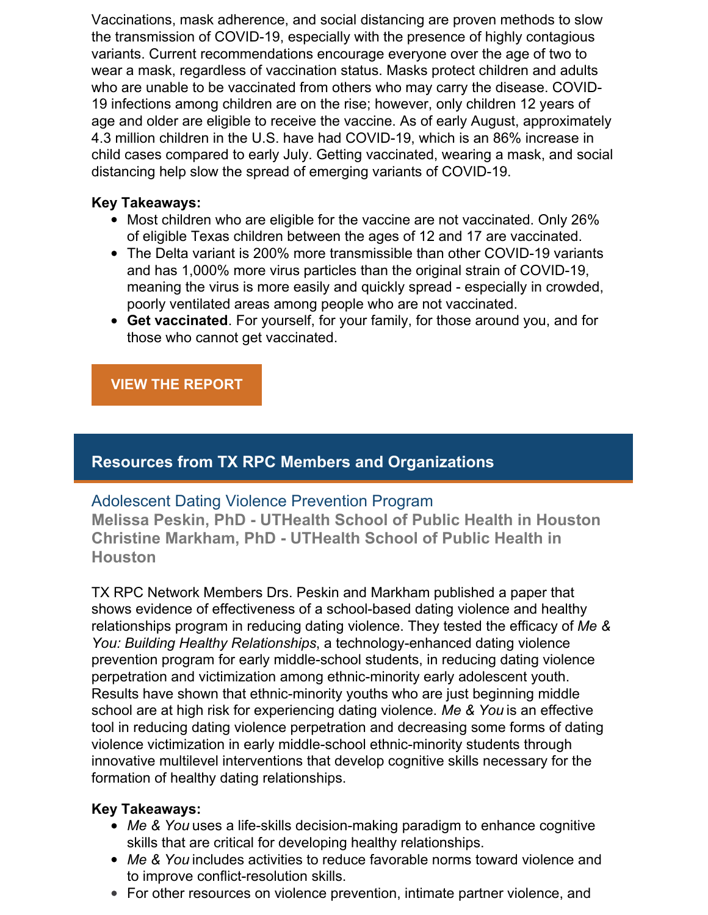Vaccinations, mask adherence, and social distancing are proven methods to slow the transmission of COVID-19, especially with the presence of highly contagious variants. Current recommendations encourage everyone over the age of two to wear a mask, regardless of vaccination status. Masks protect children and adults who are unable to be vaccinated from others who may carry the disease. COVID-19 infections among children are on the rise; however, only children 12 years of age and older are eligible to receive the vaccine. As of early August, approximately 4.3 million children in the U.S. have had COVID-19, which is an 86% increase in child cases compared to early July. Getting vaccinated, wearing a mask, and social distancing help slow the spread of emerging variants of COVID-19.

**Key Takeaways:**

- Most children who are eligible for the vaccine are not vaccinated. Only 26% of eligible Texas children between the ages of 12 and 17 are vaccinated.
- The Delta variant is 200% more transmissible than other COVID-19 variants and has 1,000% more virus particles than the original strain of COVID-19, meaning the virus is more easily and quickly spread - especially in crowded, poorly ventilated areas among people who are not vaccinated.
- **Get vaccinated**. For yourself, for your family, for those around you, and for those who cannot get vaccinated.

**VIEW THE REPORT**

## Resources from TX RPC Members and Organizations

### Adolescent Dating Violence Prevention Program

**Melissa Peskin, PhD - UTHealth School of Public Health in Houston**
**Christine Markham, PhD - UTHealth School of Public Health in Houston**

TX RPC Network Members Drs. Peskin and Markham published a paper that shows evidence of effectiveness of a school-based dating violence and healthy relationships program in reducing dating violence. They tested the efficacy of *Me & You: Building Healthy Relationships*, a technology-enhanced dating violence prevention program for early middle-school students, in reducing dating violence perpetration and victimization among ethnic-minority early adolescent youth. Results have shown that ethnic-minority youths who are just beginning middle school are at high risk for experiencing dating violence. *Me & You* is an effective tool in reducing dating violence perpetration and decreasing some forms of dating violence victimization in early middle-school ethnic-minority students through innovative multilevel interventions that develop cognitive skills necessary for the formation of healthy dating relationships.

**Key Takeaways:**

- *Me & You* uses a life-skills decision-making paradigm to enhance cognitive skills that are critical for developing healthy relationships.
- *Me & You* includes activities to reduce favorable norms toward violence and to improve conflict-resolution skills.
- For other resources on violence prevention, intimate partner violence, and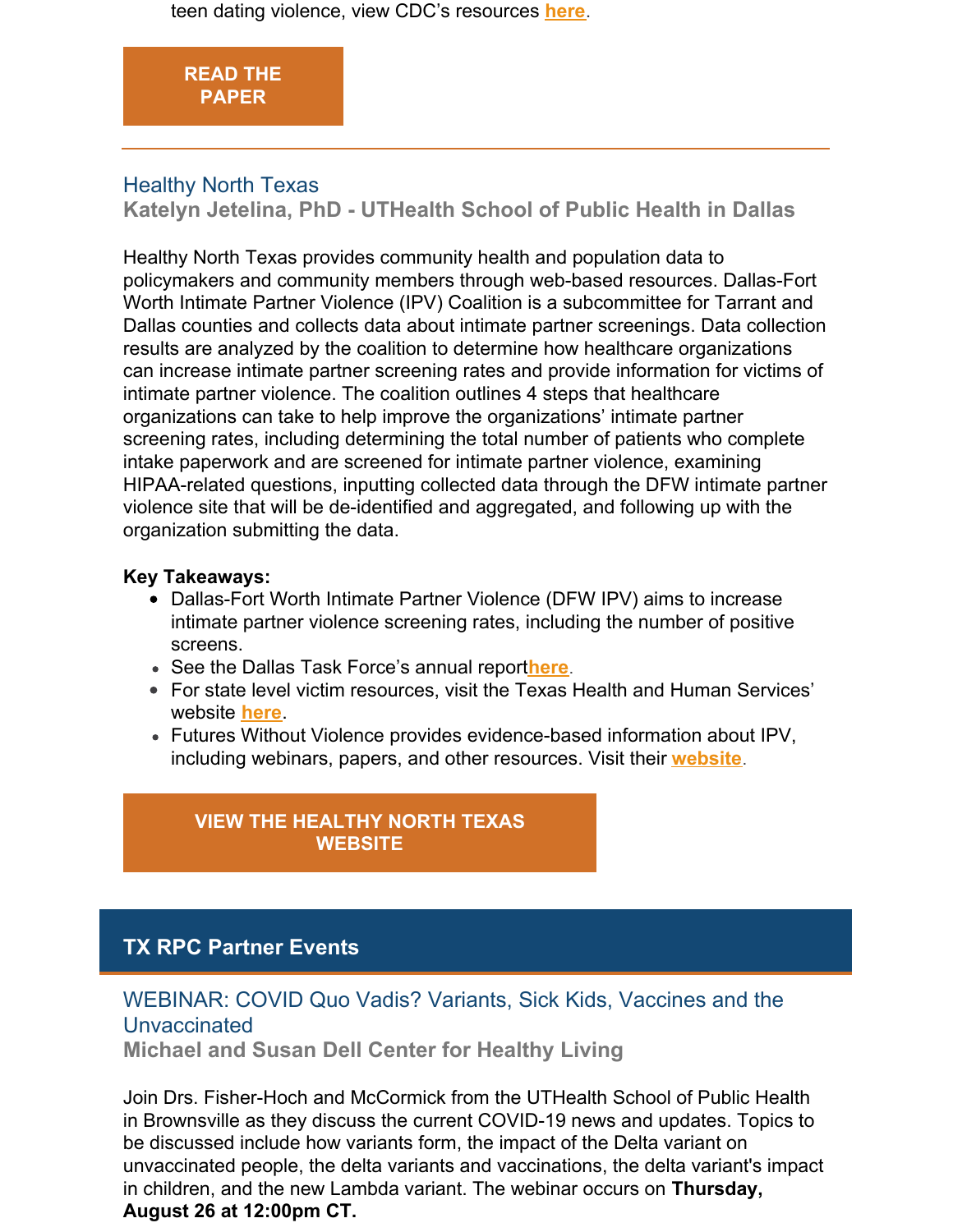teen dating violence, view CDC's resources here.

**READ THE PAPER**

---

### Healthy North Texas

**Katelyn Jetelina, PhD - UTHealth School of Public Health in Dallas**

Healthy North Texas provides community health and population data to policymakers and community members through web-based resources. Dallas-Fort Worth Intimate Partner Violence (IPV) Coalition is a subcommittee for Tarrant and Dallas counties and collects data about intimate partner screenings. Data collection results are analyzed by the coalition to determine how healthcare organizations can increase intimate partner screening rates and provide information for victims of intimate partner violence. The coalition outlines 4 steps that healthcare organizations can take to help improve the organizations' intimate partner screening rates, including determining the total number of patients who complete intake paperwork and are screened for intimate partner violence, examining HIPAA-related questions, inputting collected data through the DFW intimate partner violence site that will be de-identified and aggregated, and following up with the organization submitting the data.

**Key Takeaways:**

- Dallas-Fort Worth Intimate Partner Violence (DFW IPV) aims to increase intimate partner violence screening rates, including the number of positive screens.
- See the Dallas Task Force's annual reporthere.
- For state level victim resources, visit the Texas Health and Human Services' website here.
- Futures Without Violence provides evidence-based information about IPV, including webinars, papers, and other resources. Visit their website.

**VIEW THE HEALTHY NORTH TEXAS WEBSITE**

## TX RPC Partner Events

### WEBINAR: COVID Quo Vadis? Variants, Sick Kids, Vaccines and the Unvaccinated

**Michael and Susan Dell Center for Healthy Living**

Join Drs. Fisher-Hoch and McCormick from the UTHealth School of Public Health in Brownsville as they discuss the current COVID-19 news and updates. Topics to be discussed include how variants form, the impact of the Delta variant on unvaccinated people, the delta variants and vaccinations, the delta variant's impact in children, and the new Lambda variant. The webinar occurs on **Thursday, August 26 at 12:00pm CT.**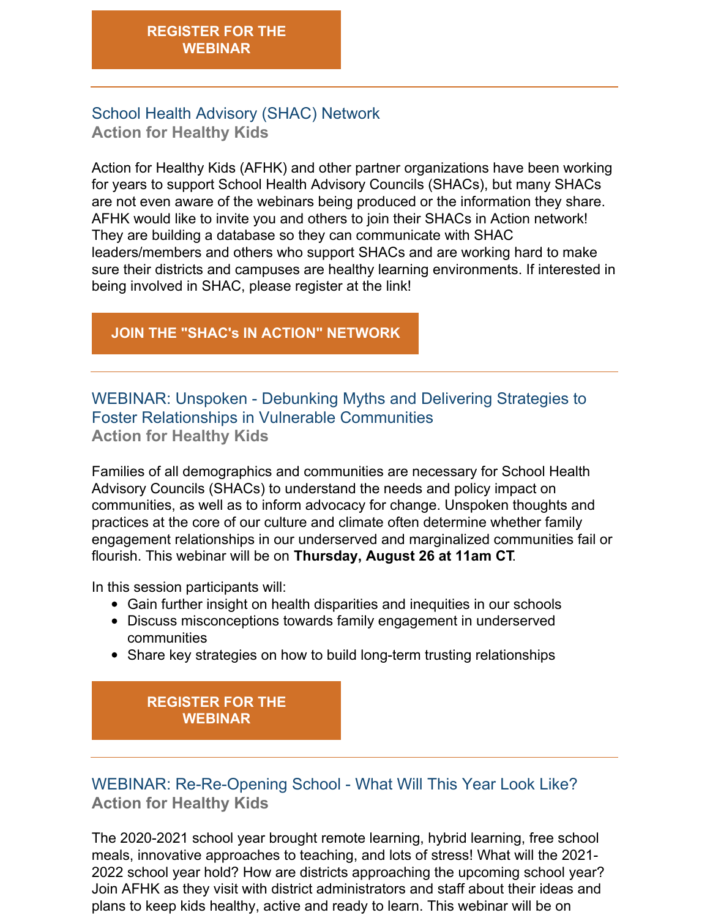**REGISTER FOR THE WEBINAR**

---

### School Health Advisory (SHAC) Network

**Action for Healthy Kids**

Action for Healthy Kids (AFHK) and other partner organizations have been working for years to support School Health Advisory Councils (SHACs), but many SHACs are not even aware of the webinars being produced or the information they share. AFHK would like to invite you and others to join their SHACs in Action network! They are building a database so they can communicate with SHAC leaders/members and others who support SHACs and are working hard to make sure their districts and campuses are healthy learning environments. If interested in being involved in SHAC, please register at the link!

**JOIN THE "SHAC's IN ACTION" NETWORK**

---

### WEBINAR: Unspoken - Debunking Myths and Delivering Strategies to Foster Relationships in Vulnerable Communities

**Action for Healthy Kids**

Families of all demographics and communities are necessary for School Health Advisory Councils (SHACs) to understand the needs and policy impact on communities, as well as to inform advocacy for change. Unspoken thoughts and practices at the core of our culture and climate often determine whether family engagement relationships in our underserved and marginalized communities fail or flourish. This webinar will be on **Thursday, August 26 at 11am CT**.

In this session participants will:

- Gain further insight on health disparities and inequities in our schools
- Discuss misconceptions towards family engagement in underserved communities
- Share key strategies on how to build long-term trusting relationships

**REGISTER FOR THE WEBINAR**

---

### WEBINAR: Re-Re-Opening School - What Will This Year Look Like?

**Action for Healthy Kids**

The 2020-2021 school year brought remote learning, hybrid learning, free school meals, innovative approaches to teaching, and lots of stress! What will the 2021-2022 school year hold? How are districts approaching the upcoming school year? Join AFHK as they visit with district administrators and staff about their ideas and plans to keep kids healthy, active and ready to learn. This webinar will be on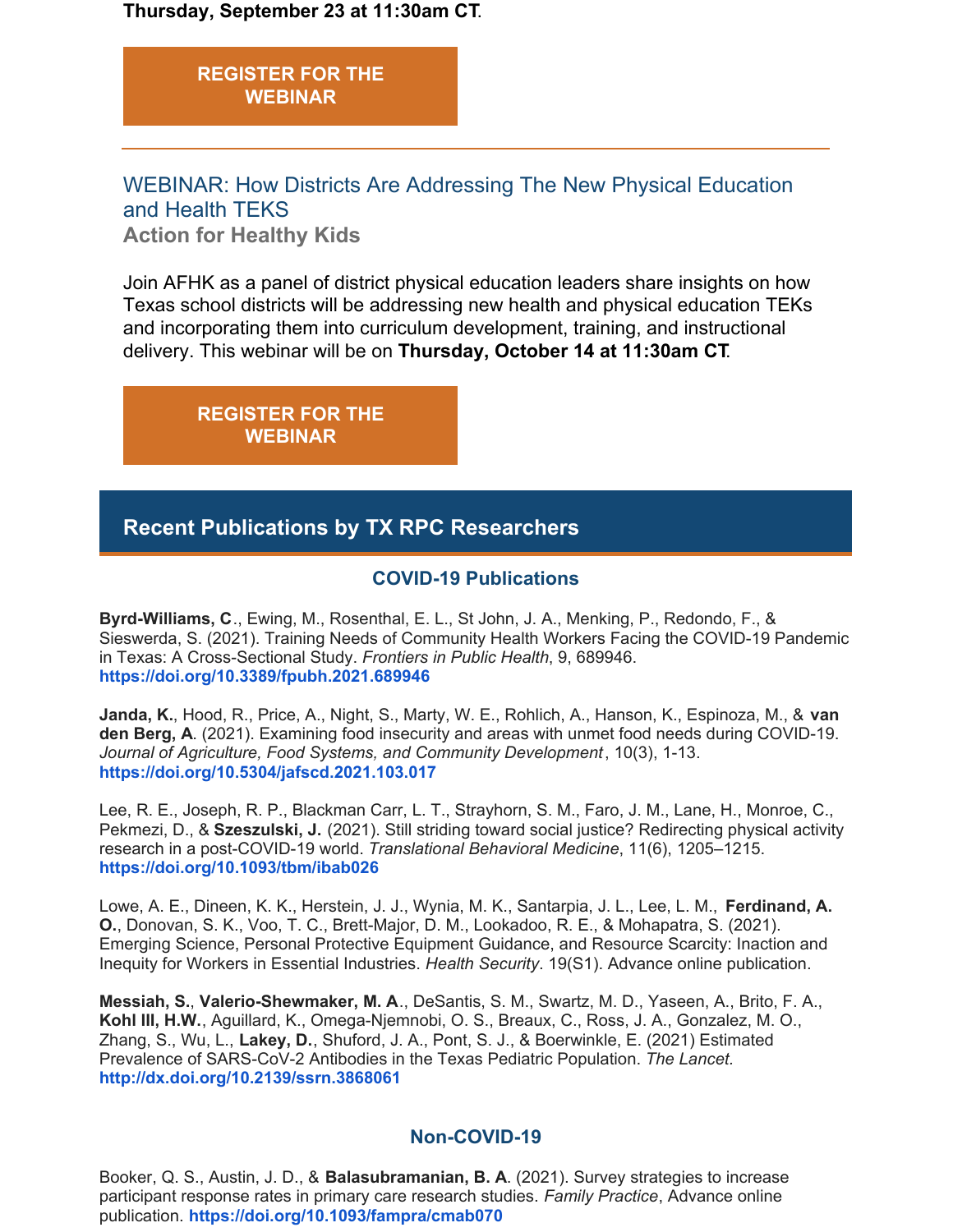**Thursday, September 23 at 11:30am CT**.

**REGISTER FOR THE WEBINAR**

---

## WEBINAR: How Districts Are Addressing The New Physical Education and Health TEKS

### Action for Healthy Kids

Join AFHK as a panel of district physical education leaders share insights on how Texas school districts will be addressing new health and physical education TEKs and incorporating them into curriculum development, training, and instructional delivery. This webinar will be on **Thursday, October 14 at 11:30am CT**.

**REGISTER FOR THE WEBINAR**

## Recent Publications by TX RPC Researchers

### COVID-19 Publications

**Byrd-Williams, C**., Ewing, M., Rosenthal, E. L., St John, J. A., Menking, P., Redondo, F., & Sieswerda, S. (2021). Training Needs of Community Health Workers Facing the COVID-19 Pandemic in Texas: A Cross-Sectional Study. *Frontiers in Public Health*, 9, 689946. **https://doi.org/10.3389/fpubh.2021.689946**

**Janda, K.**, Hood, R., Price, A., Night, S., Marty, W. E., Rohlich, A., Hanson, K., Espinoza, M., & **van den Berg, A**. (2021). Examining food insecurity and areas with unmet food needs during COVID-19. *Journal of Agriculture, Food Systems, and Community Development*, 10(3), 1-13. **https://doi.org/10.5304/jafscd.2021.103.017**

Lee, R. E., Joseph, R. P., Blackman Carr, L. T., Strayhorn, S. M., Faro, J. M., Lane, H., Monroe, C., Pekmezi, D., & **Szeszulski, J.** (2021). Still striding toward social justice? Redirecting physical activity research in a post-COVID-19 world. *Translational Behavioral Medicine*, 11(6), 1205–1215. **https://doi.org/10.1093/tbm/ibab026**

Lowe, A. E., Dineen, K. K., Herstein, J. J., Wynia, M. K., Santarpia, J. L., Lee, L. M., **Ferdinand, A. O.**, Donovan, S. K., Voo, T. C., Brett-Major, D. M., Lookadoo, R. E., & Mohapatra, S. (2021). Emerging Science, Personal Protective Equipment Guidance, and Resource Scarcity: Inaction and Inequity for Workers in Essential Industries. *Health Security*. 19(S1). Advance online publication.

**Messiah, S.**, **Valerio-Shewmaker, M. A**., DeSantis, S. M., Swartz, M. D., Yaseen, A., Brito, F. A., **Kohl III, H.W.**, Aguillard, K., Omega-Njemnobi, O. S., Breaux, C., Ross, J. A., Gonzalez, M. O., Zhang, S., Wu, L., **Lakey, D.**, Shuford, J. A., Pont, S. J., & Boerwinkle, E. (2021) Estimated Prevalence of SARS-CoV-2 Antibodies in the Texas Pediatric Population. *The Lancet.* **http://dx.doi.org/10.2139/ssrn.3868061**

### Non-COVID-19

Booker, Q. S., Austin, J. D., & **Balasubramanian, B. A**. (2021). Survey strategies to increase participant response rates in primary care research studies. *Family Practice*, Advance online publication. **https://doi.org/10.1093/fampra/cmab070**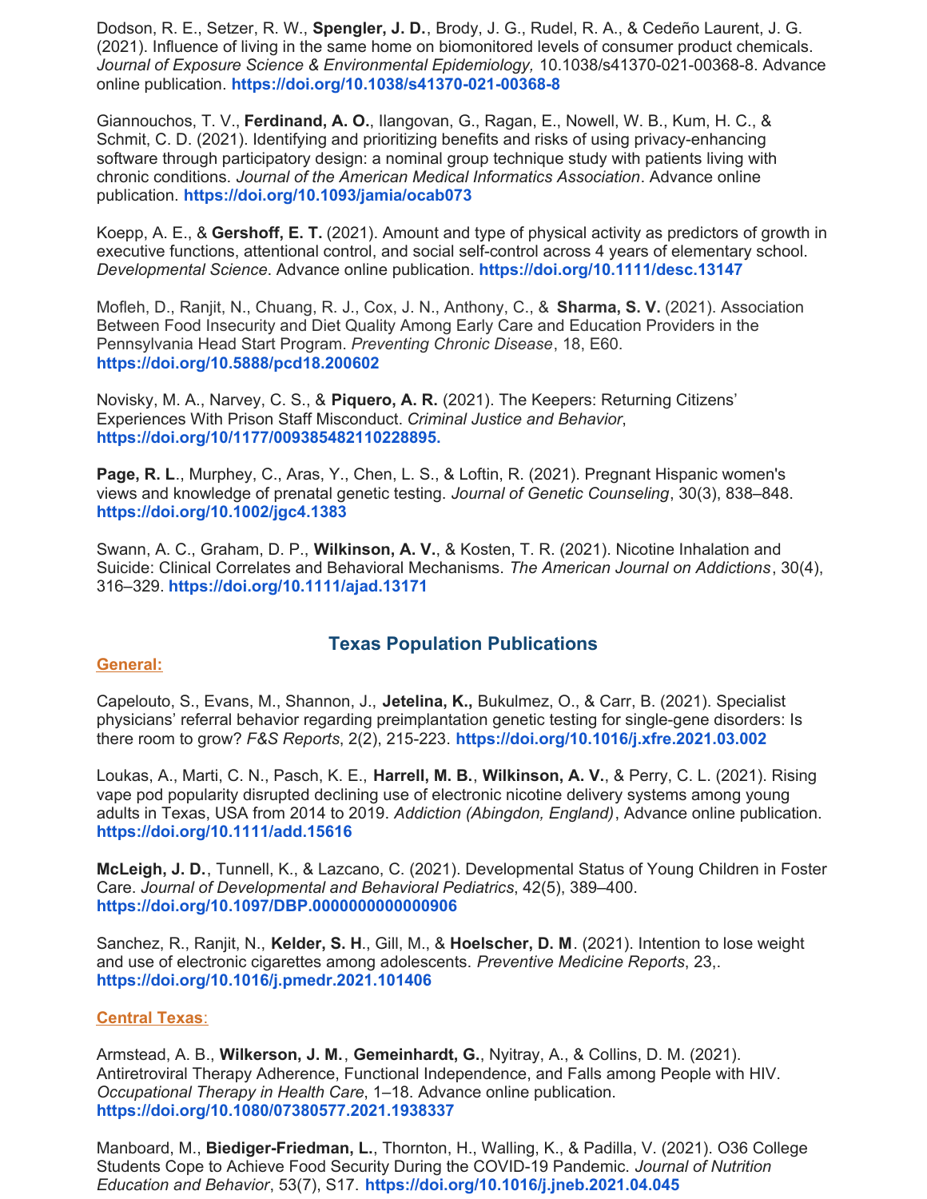Dodson, R. E., Setzer, R. W., **Spengler, J. D.**, Brody, J. G., Rudel, R. A., & Cedeño Laurent, J. G. (2021). Influence of living in the same home on biomonitored levels of consumer product chemicals. *Journal of Exposure Science & Environmental Epidemiology,* 10.1038/s41370-021-00368-8. Advance online publication. **https://doi.org/10.1038/s41370-021-00368-8**

Giannouchos, T. V., **Ferdinand, A. O.**, Ilangovan, G., Ragan, E., Nowell, W. B., Kum, H. C., & Schmit, C. D. (2021). Identifying and prioritizing benefits and risks of using privacy-enhancing software through participatory design: a nominal group technique study with patients living with chronic conditions. *Journal of the American Medical Informatics Association*. Advance online publication. **https://doi.org/10.1093/jamia/ocab073**

Koepp, A. E., & **Gershoff, E. T.** (2021). Amount and type of physical activity as predictors of growth in executive functions, attentional control, and social self-control across 4 years of elementary school. *Developmental Science*. Advance online publication. **https://doi.org/10.1111/desc.13147**

Mofleh, D., Ranjit, N., Chuang, R. J., Cox, J. N., Anthony, C., & **Sharma, S. V.** (2021). Association Between Food Insecurity and Diet Quality Among Early Care and Education Providers in the Pennsylvania Head Start Program. *Preventing Chronic Disease*, 18, E60. **https://doi.org/10.5888/pcd18.200602**

Novisky, M. A., Narvey, C. S., & **Piquero, A. R.** (2021). The Keepers: Returning Citizens' Experiences With Prison Staff Misconduct. *Criminal Justice and Behavior*, **https://doi.org/10/1177/009385482110228895.**

**Page, R. L**., Murphey, C., Aras, Y., Chen, L. S., & Loftin, R. (2021). Pregnant Hispanic women's views and knowledge of prenatal genetic testing. *Journal of Genetic Counseling*, 30(3), 838–848. **https://doi.org/10.1002/jgc4.1383**

Swann, A. C., Graham, D. P., **Wilkinson, A. V.**, & Kosten, T. R. (2021). Nicotine Inhalation and Suicide: Clinical Correlates and Behavioral Mechanisms. *The American Journal on Addictions*, 30(4), 316–329. **https://doi.org/10.1111/ajad.13171**

## Texas Population Publications

**General:**

Capelouto, S., Evans, M., Shannon, J., **Jetelina, K.,** Bukulmez, O., & Carr, B. (2021). Specialist physicians' referral behavior regarding preimplantation genetic testing for single-gene disorders: Is there room to grow? *F&S Reports*, 2(2), 215-223. **https://doi.org/10.1016/j.xfre.2021.03.002**

Loukas, A., Marti, C. N., Pasch, K. E., **Harrell, M. B.**, **Wilkinson, A. V.**, & Perry, C. L. (2021). Rising vape pod popularity disrupted declining use of electronic nicotine delivery systems among young adults in Texas, USA from 2014 to 2019. *Addiction (Abingdon, England)*, Advance online publication. **https://doi.org/10.1111/add.15616**

**McLeigh, J. D.**, Tunnell, K., & Lazcano, C. (2021). Developmental Status of Young Children in Foster Care. *Journal of Developmental and Behavioral Pediatrics*, 42(5), 389–400. **https://doi.org/10.1097/DBP.0000000000000906**

Sanchez, R., Ranjit, N., **Kelder, S. H**., Gill, M., & **Hoelscher, D. M**. (2021). Intention to lose weight and use of electronic cigarettes among adolescents. *Preventive Medicine Reports*, 23,. **https://doi.org/10.1016/j.pmedr.2021.101406**

**Central Texas:**

Armstead, A. B., **Wilkerson, J. M.**, **Gemeinhardt, G.**, Nyitray, A., & Collins, D. M. (2021). Antiretroviral Therapy Adherence, Functional Independence, and Falls among People with HIV. *Occupational Therapy in Health Care*, 1–18. Advance online publication. **https://doi.org/10.1080/07380577.2021.1938337**

Manboard, M., **Biediger-Friedman, L.**, Thornton, H., Walling, K., & Padilla, V. (2021). O36 College Students Cope to Achieve Food Security During the COVID-19 Pandemic. *Journal of Nutrition Education and Behavior*, 53(7), S17. **https://doi.org/10.1016/j.jneb.2021.04.045**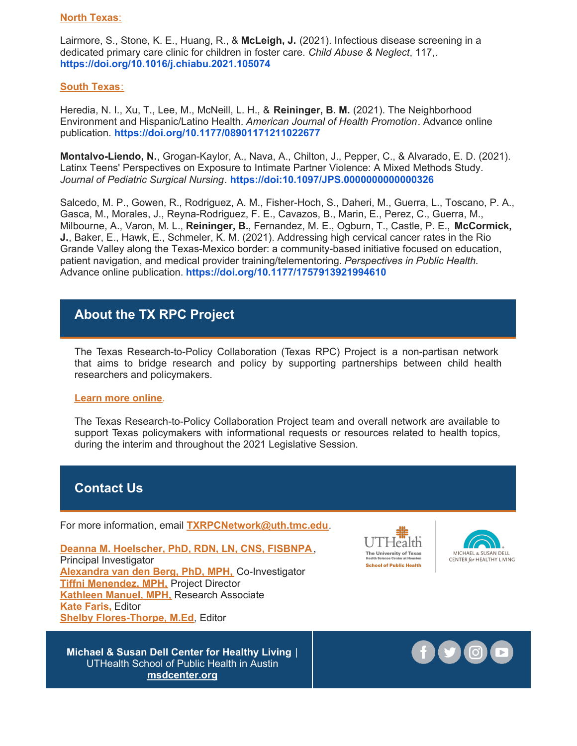**North Texas:**

Lairmore, S., Stone, K. E., Huang, R., & **McLeigh, J.** (2021). Infectious disease screening in a dedicated primary care clinic for children in foster care. *Child Abuse & Neglect*, 117,. **https://doi.org/10.1016/j.chiabu.2021.105074**

**South Texas:**

Heredia, N. I., Xu, T., Lee, M., McNeill, L. H., & **Reininger, B. M.** (2021). The Neighborhood Environment and Hispanic/Latino Health. *American Journal of Health Promotion*. Advance online publication. **https://doi.org/10.1177/08901171211022677**

**Montalvo-Liendo, N.**, Grogan-Kaylor, A., Nava, A., Chilton, J., Pepper, C., & Alvarado, E. D. (2021). Latinx Teens' Perspectives on Exposure to Intimate Partner Violence: A Mixed Methods Study. *Journal of Pediatric Surgical Nursing*. **https://doi:10.1097/JPS.0000000000000326**

Salcedo, M. P., Gowen, R., Rodriguez, A. M., Fisher-Hoch, S., Daheri, M., Guerra, L., Toscano, P. A., Gasca, M., Morales, J., Reyna-Rodriguez, F. E., Cavazos, B., Marin, E., Perez, C., Guerra, M., Milbourne, A., Varon, M. L., **Reininger, B.**, Fernandez, M. E., Ogburn, T., Castle, P. E., **McCormick, J.**, Baker, E., Hawk, E., Schmeler, K. M. (2021). Addressing high cervical cancer rates in the Rio Grande Valley along the Texas-Mexico border: a community-based initiative focused on education, patient navigation, and medical provider training/telementoring. *Perspectives in Public Health*. Advance online publication. **https://doi.org/10.1177/1757913921994610**

## About the TX RPC Project

The Texas Research-to-Policy Collaboration (Texas RPC) Project is a non-partisan network that aims to bridge research and policy by supporting partnerships between child health researchers and policymakers.

**Learn more online.**

The Texas Research-to-Policy Collaboration Project team and overall network are available to support Texas policymakers with informational requests or resources related to health topics, during the interim and throughout the 2021 Legislative Session.

## Contact Us

For more information, email **TXRPCNetwork@uth.tmc.edu**.

**Deanna M. Hoelscher, PhD, RDN, LN, CNS, FISBNPA**, Principal Investigator
**Alexandra van den Berg, PhD, MPH,** Co-Investigator
**Tiffni Menendez, MPH,** Project Director
**Kathleen Manuel, MPH,** Research Associate
**Kate Faris,** Editor
**Shelby Flores-Thorpe, M.Ed**, Editor

UTHealth The University of Texas Health Science Center at Houston School of Public Health

MICHAEL & SUSAN DELL CENTER *for* HEALTHY LIVING

**Michael & Susan Dell Center for Healthy Living** | UTHealth School of Public Health in Austin
**msdcenter.org**